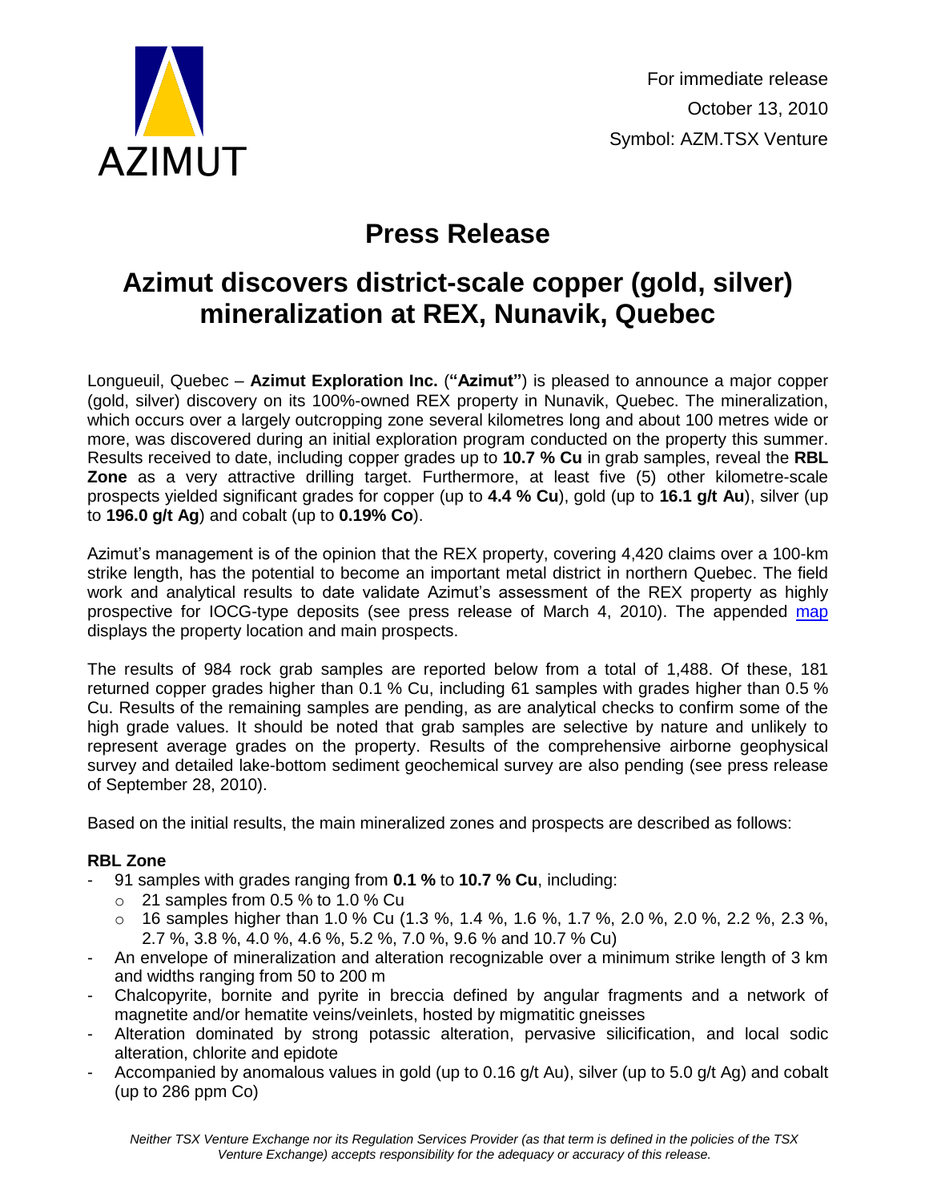AZIMUT

For immediate release
October 13, 2010
Symbol: AZM.TSX Venture

# Press Release

# Azimut discovers district-scale copper (gold, silver) mineralization at REX, Nunavik, Quebec

Longueuil, Quebec – **Azimut Exploration Inc.** (**"Azimut"**) is pleased to announce a major copper (gold, silver) discovery on its 100%-owned REX property in Nunavik, Quebec. The mineralization, which occurs over a largely outcropping zone several kilometres long and about 100 metres wide or more, was discovered during an initial exploration program conducted on the property this summer. Results received to date, including copper grades up to **10.7 % Cu** in grab samples, reveal the **RBL Zone** as a very attractive drilling target. Furthermore, at least five (5) other kilometre-scale prospects yielded significant grades for copper (up to **4.4 % Cu**), gold (up to **16.1 g/t Au**), silver (up to **196.0 g/t Ag**) and cobalt (up to **0.19% Co**).

Azimut's management is of the opinion that the REX property, covering 4,420 claims over a 100-km strike length, has the potential to become an important metal district in northern Quebec. The field work and analytical results to date validate Azimut's assessment of the REX property as highly prospective for IOCG-type deposits (see press release of March 4, 2010). The appended map displays the property location and main prospects.

The results of 984 rock grab samples are reported below from a total of 1,488. Of these, 181 returned copper grades higher than 0.1 % Cu, including 61 samples with grades higher than 0.5 % Cu. Results of the remaining samples are pending, as are analytical checks to confirm some of the high grade values. It should be noted that grab samples are selective by nature and unlikely to represent average grades on the property. Results of the comprehensive airborne geophysical survey and detailed lake-bottom sediment geochemical survey are also pending (see press release of September 28, 2010).

Based on the initial results, the main mineralized zones and prospects are described as follows:

**RBL Zone**

- 91 samples with grades ranging from **0.1 %** to **10.7 % Cu**, including:
  - 21 samples from 0.5 % to 1.0 % Cu
  - 16 samples higher than 1.0 % Cu (1.3 %, 1.4 %, 1.6 %, 1.7 %, 2.0 %, 2.0 %, 2.2 %, 2.3 %, 2.7 %, 3.8 %, 4.0 %, 4.6 %, 5.2 %, 7.0 %, 9.6 % and 10.7 % Cu)
- An envelope of mineralization and alteration recognizable over a minimum strike length of 3 km and widths ranging from 50 to 200 m
- Chalcopyrite, bornite and pyrite in breccia defined by angular fragments and a network of magnetite and/or hematite veins/veinlets, hosted by migmatitic gneisses
- Alteration dominated by strong potassic alteration, pervasive silicification, and local sodic alteration, chlorite and epidote
- Accompanied by anomalous values in gold (up to 0.16 g/t Au), silver (up to 5.0 g/t Ag) and cobalt (up to 286 ppm Co)

*Neither TSX Venture Exchange nor its Regulation Services Provider (as that term is defined in the policies of the TSX Venture Exchange) accepts responsibility for the adequacy or accuracy of this release.*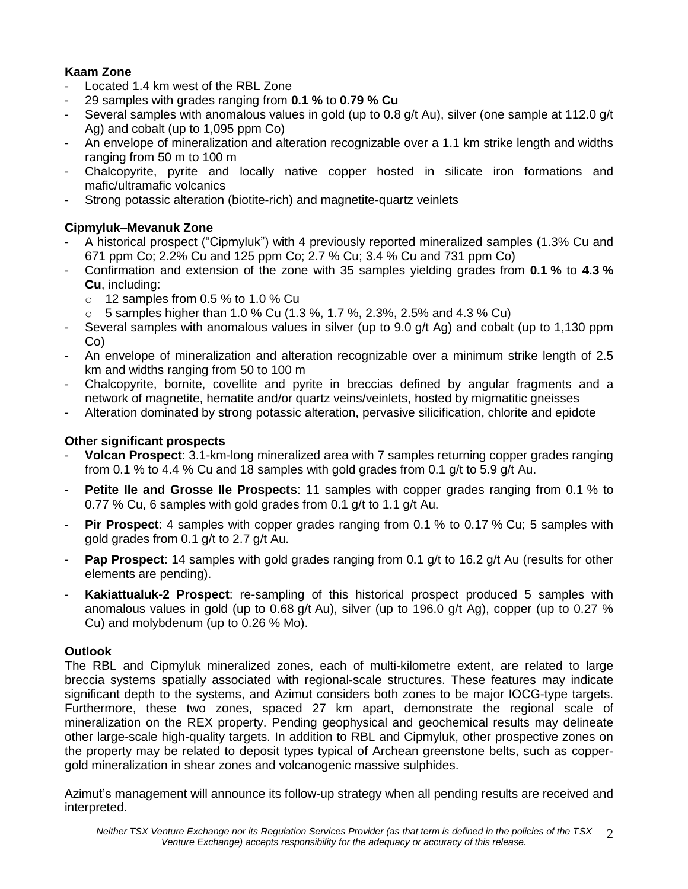**Kaam Zone**

- Located 1.4 km west of the RBL Zone
- 29 samples with grades ranging from **0.1 %** to **0.79 % Cu**
- Several samples with anomalous values in gold (up to 0.8 g/t Au), silver (one sample at 112.0 g/t Ag) and cobalt (up to 1,095 ppm Co)
- An envelope of mineralization and alteration recognizable over a 1.1 km strike length and widths ranging from 50 m to 100 m
- Chalcopyrite, pyrite and locally native copper hosted in silicate iron formations and mafic/ultramafic volcanics
- Strong potassic alteration (biotite-rich) and magnetite-quartz veinlets

**Cipmyluk–Mevanuk Zone**

- A historical prospect ("Cipmyluk") with 4 previously reported mineralized samples (1.3% Cu and 671 ppm Co; 2.2% Cu and 125 ppm Co; 2.7 % Cu; 3.4 % Cu and 731 ppm Co)
- Confirmation and extension of the zone with 35 samples yielding grades from **0.1 %** to **4.3 % Cu**, including:
  - 12 samples from 0.5 % to 1.0 % Cu
  - 5 samples higher than 1.0 % Cu (1.3 %, 1.7 %, 2.3%, 2.5% and 4.3 % Cu)
- Several samples with anomalous values in silver (up to 9.0 g/t Ag) and cobalt (up to 1,130 ppm Co)
- An envelope of mineralization and alteration recognizable over a minimum strike length of 2.5 km and widths ranging from 50 to 100 m
- Chalcopyrite, bornite, covellite and pyrite in breccias defined by angular fragments and a network of magnetite, hematite and/or quartz veins/veinlets, hosted by migmatitic gneisses
- Alteration dominated by strong potassic alteration, pervasive silicification, chlorite and epidote

**Other significant prospects**

- **Volcan Prospect**: 3.1-km-long mineralized area with 7 samples returning copper grades ranging from 0.1 % to 4.4 % Cu and 18 samples with gold grades from 0.1 g/t to 5.9 g/t Au.
- **Petite Ile and Grosse Ile Prospects**: 11 samples with copper grades ranging from 0.1 % to 0.77 % Cu, 6 samples with gold grades from 0.1 g/t to 1.1 g/t Au.
- **Pir Prospect**: 4 samples with copper grades ranging from 0.1 % to 0.17 % Cu; 5 samples with gold grades from 0.1 g/t to 2.7 g/t Au.
- **Pap Prospect**: 14 samples with gold grades ranging from 0.1 g/t to 16.2 g/t Au (results for other elements are pending).
- **Kakiattualuk-2 Prospect**: re-sampling of this historical prospect produced 5 samples with anomalous values in gold (up to 0.68 g/t Au), silver (up to 196.0 g/t Ag), copper (up to 0.27 % Cu) and molybdenum (up to 0.26 % Mo).

**Outlook**

The RBL and Cipmyluk mineralized zones, each of multi-kilometre extent, are related to large breccia systems spatially associated with regional-scale structures. These features may indicate significant depth to the systems, and Azimut considers both zones to be major IOCG-type targets. Furthermore, these two zones, spaced 27 km apart, demonstrate the regional scale of mineralization on the REX property. Pending geophysical and geochemical results may delineate other large-scale high-quality targets. In addition to RBL and Cipmyluk, other prospective zones on the property may be related to deposit types typical of Archean greenstone belts, such as copper-gold mineralization in shear zones and volcanogenic massive sulphides.

Azimut's management will announce its follow-up strategy when all pending results are received and interpreted.

*Neither TSX Venture Exchange nor its Regulation Services Provider (as that term is defined in the policies of the TSX Venture Exchange) accepts responsibility for the adequacy or accuracy of this release.*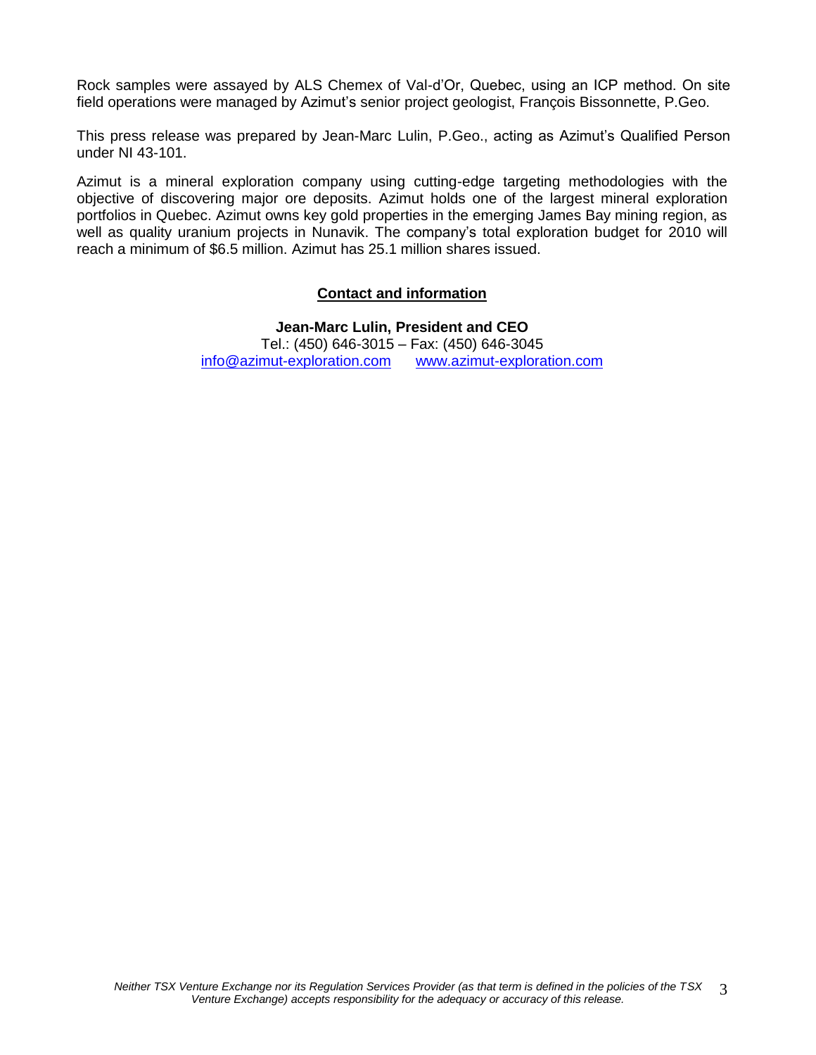Rock samples were assayed by ALS Chemex of Val-d'Or, Quebec, using an ICP method. On site field operations were managed by Azimut's senior project geologist, François Bissonnette, P.Geo.

This press release was prepared by Jean-Marc Lulin, P.Geo., acting as Azimut's Qualified Person under NI 43-101.

Azimut is a mineral exploration company using cutting-edge targeting methodologies with the objective of discovering major ore deposits. Azimut holds one of the largest mineral exploration portfolios in Quebec. Azimut owns key gold properties in the emerging James Bay mining region, as well as quality uranium projects in Nunavik. The company's total exploration budget for 2010 will reach a minimum of $6.5 million. Azimut has 25.1 million shares issued.

## Contact and information

**Jean-Marc Lulin, President and CEO**
Tel.: (450) 646-3015 – Fax: (450) 646-3045
info@azimut-exploration.com www.azimut-exploration.com